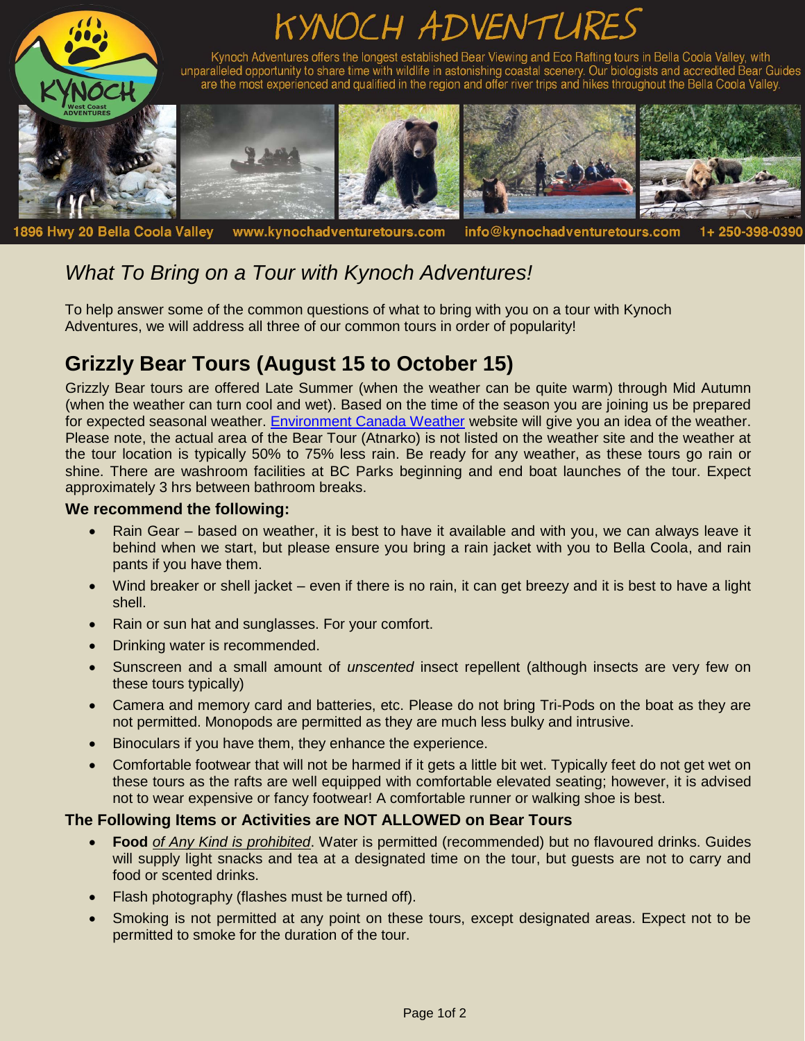# KYNOCH ADVENTURES

Kynoch Adventures offers the longest established Bear Viewing and Eco Rafting tours in Bella Coola Valley, with unparalleled opportunity to share time with wildlife in astonishing coastal scenery. Our biologists and accredited Bear Guides are the most experienced and qualified in the region and offer river trips and hikes throughout the Bella Coola Valley.

1896 Hwy 20 Bella Coola Valley   www.kynochadventuretours.com   info@kynochadventuretours.com   1+ 250-398-0390

## *What To Bring on a Tour with Kynoch Adventures!*

To help answer some of the common questions of what to bring with you on a tour with Kynoch Adventures, we will address all three of our common tours in order of popularity!

## Grizzly Bear Tours (August 15 to October 15)

Grizzly Bear tours are offered Late Summer (when the weather can be quite warm) through Mid Autumn (when the weather can turn cool and wet). Based on the time of the season you are joining us be prepared for expected seasonal weather. Environment Canada Weather website will give you an idea of the weather. Please note, the actual area of the Bear Tour (Atnarko) is not listed on the weather site and the weather at the tour location is typically 50% to 75% less rain. Be ready for any weather, as these tours go rain or shine. There are washroom facilities at BC Parks beginning and end boat launches of the tour. Expect approximately 3 hrs between bathroom breaks.

### We recommend the following:

- Rain Gear – based on weather, it is best to have it available and with you, we can always leave it behind when we start, but please ensure you bring a rain jacket with you to Bella Coola, and rain pants if you have them.
- Wind breaker or shell jacket – even if there is no rain, it can get breezy and it is best to have a light shell.
- Rain or sun hat and sunglasses. For your comfort.
- Drinking water is recommended.
- Sunscreen and a small amount of *unscented* insect repellent (although insects are very few on these tours typically)
- Camera and memory card and batteries, etc. Please do not bring Tri-Pods on the boat as they are not permitted. Monopods are permitted as they are much less bulky and intrusive.
- Binoculars if you have them, they enhance the experience.
- Comfortable footwear that will not be harmed if it gets a little bit wet. Typically feet do not get wet on these tours as the rafts are well equipped with comfortable elevated seating; however, it is advised not to wear expensive or fancy footwear! A comfortable runner or walking shoe is best.

### The Following Items or Activities are NOT ALLOWED on Bear Tours

- **Food** *of Any Kind is prohibited*. Water is permitted (recommended) but no flavoured drinks. Guides will supply light snacks and tea at a designated time on the tour, but guests are not to carry and food or scented drinks.
- Flash photography (flashes must be turned off).
- Smoking is not permitted at any point on these tours, except designated areas. Expect not to be permitted to smoke for the duration of the tour.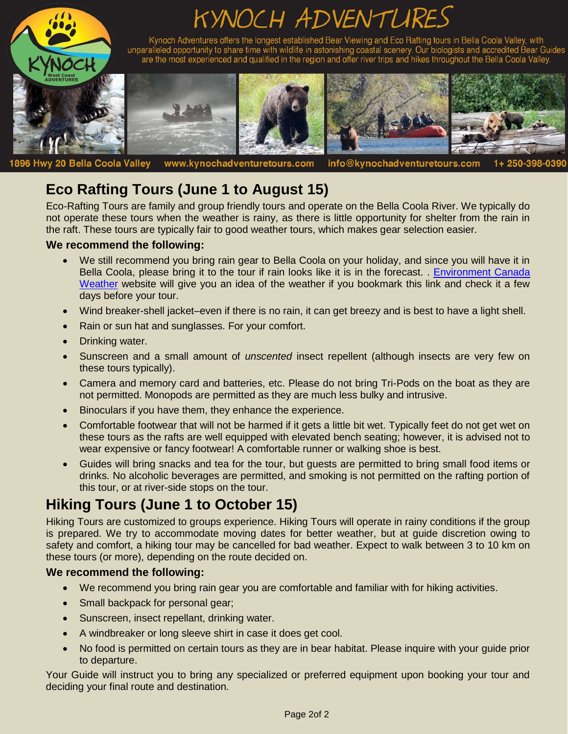# KYNOCH ADVENTURES

Kynoch Adventures offers the longest established Bear Viewing and Eco Rafting tours in Bella Coola Valley, with unparalleled opportunity to share time with wildlife in astonishing coastal scenery. Our biologists and accredited Bear Guides are the most experienced and qualified in the region and offer river trips and hikes throughout the Bella Coola Valley.

1896 Hwy 20 Bella Coola Valley www.kynochadventuretours.com info@kynochadventuretours.com 1+ 250-398-0390

## Eco Rafting Tours (June 1 to August 15)

Eco-Rafting Tours are family and group friendly tours and operate on the Bella Coola River. We typically do not operate these tours when the weather is rainy, as there is little opportunity for shelter from the rain in the raft. These tours are typically fair to good weather tours, which makes gear selection easier.

**We recommend the following:**

- We still recommend you bring rain gear to Bella Coola on your holiday, and since you will have it in Bella Coola, please bring it to the tour if rain looks like it is in the forecast. . Environment Canada Weather website will give you an idea of the weather if you bookmark this link and check it a few days before your tour.
- Wind breaker-shell jacket–even if there is no rain, it can get breezy and is best to have a light shell.
- Rain or sun hat and sunglasses. For your comfort.
- Drinking water.
- Sunscreen and a small amount of *unscented* insect repellent (although insects are very few on these tours typically).
- Camera and memory card and batteries, etc. Please do not bring Tri-Pods on the boat as they are not permitted. Monopods are permitted as they are much less bulky and intrusive.
- Binoculars if you have them, they enhance the experience.
- Comfortable footwear that will not be harmed if it gets a little bit wet. Typically feet do not get wet on these tours as the rafts are well equipped with elevated bench seating; however, it is advised not to wear expensive or fancy footwear! A comfortable runner or walking shoe is best.
- Guides will bring snacks and tea for the tour, but guests are permitted to bring small food items or drinks. No alcoholic beverages are permitted, and smoking is not permitted on the rafting portion of this tour, or at river-side stops on the tour.

## Hiking Tours (June 1 to October 15)

Hiking Tours are customized to groups experience. Hiking Tours will operate in rainy conditions if the group is prepared. We try to accommodate moving dates for better weather, but at guide discretion owing to safety and comfort, a hiking tour may be cancelled for bad weather. Expect to walk between 3 to 10 km on these tours (or more), depending on the route decided on.

**We recommend the following:**

- We recommend you bring rain gear you are comfortable and familiar with for hiking activities.
- Small backpack for personal gear;
- Sunscreen, insect repellant, drinking water.
- A windbreaker or long sleeve shirt in case it does get cool.
- No food is permitted on certain tours as they are in bear habitat. Please inquire with your guide prior to departure.

Your Guide will instruct you to bring any specialized or preferred equipment upon booking your tour and deciding your final route and destination.